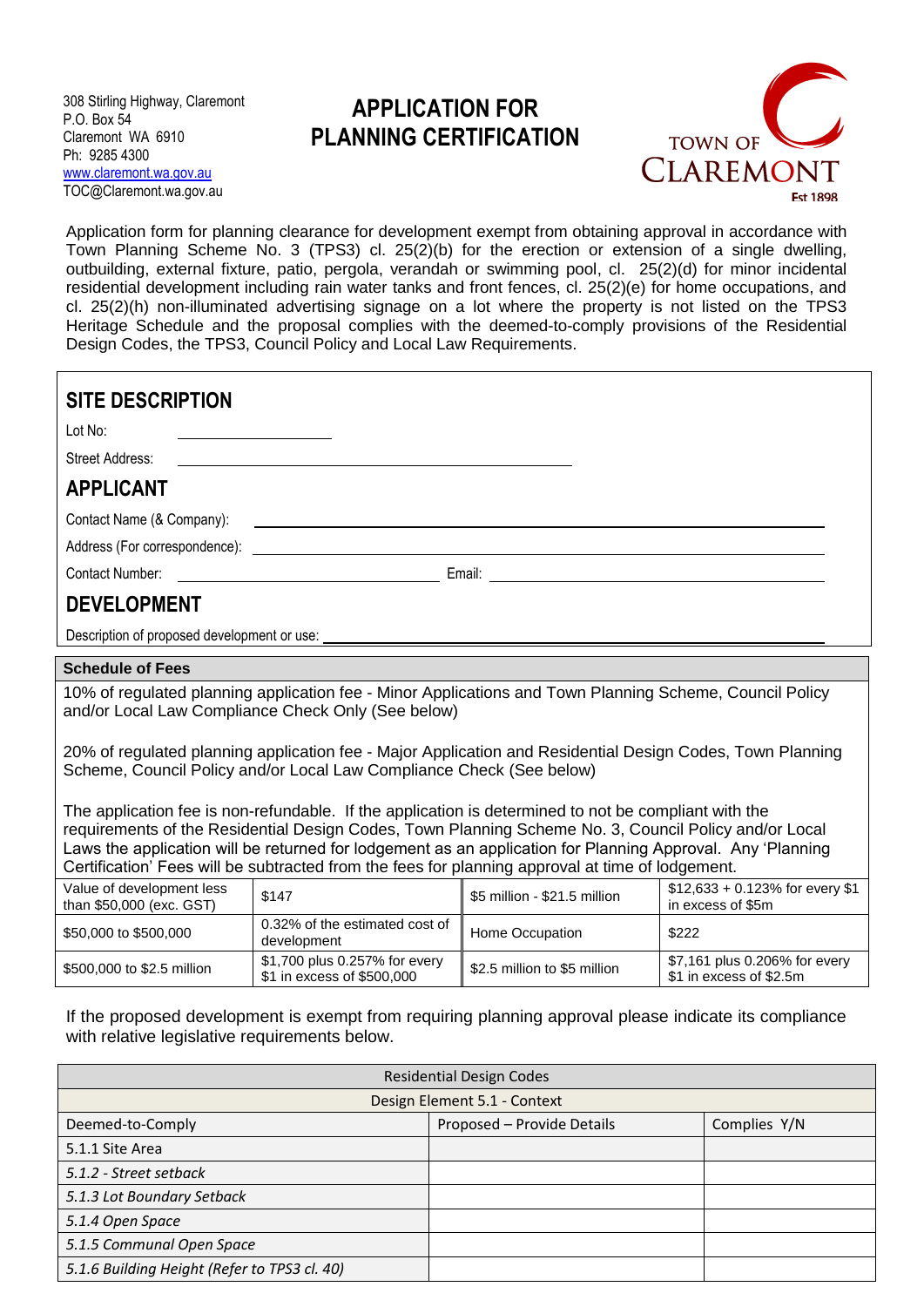308 Stirling Highway, Claremont
P.O. Box 54
Claremont WA 6910
Ph: 9285 4300
www.claremont.wa.gov.au
TOC@Claremont.wa.gov.au

# APPLICATION FOR PLANNING CERTIFICATION

TOWN OF CLAREMONT
Est 1898

Application form for planning clearance for development exempt from obtaining approval in accordance with Town Planning Scheme No. 3 (TPS3) cl. 25(2)(b) for the erection or extension of a single dwelling, outbuilding, external fixture, patio, pergola, verandah or swimming pool, cl. 25(2)(d) for minor incidental residential development including rain water tanks and front fences, cl. 25(2)(e) for home occupations, and cl. 25(2)(h) non-illuminated advertising signage on a lot where the property is not listed on the TPS3 Heritage Schedule and the proposal complies with the deemed-to-comply provisions of the Residential Design Codes, the TPS3, Council Policy and Local Law Requirements.

## SITE DESCRIPTION

Lot No: ____________________

Street Address: ____________________

## APPLICANT

Contact Name (& Company): ____________________

Address (For correspondence): ____________________

Contact Number: ____________________ Email: ____________________

## DEVELOPMENT

Description of proposed development or use: ____________________

**Schedule of Fees**

10% of regulated planning application fee - Minor Applications and Town Planning Scheme, Council Policy and/or Local Law Compliance Check Only (See below)

20% of regulated planning application fee - Major Application and Residential Design Codes, Town Planning Scheme, Council Policy and/or Local Law Compliance Check (See below)

The application fee is non-refundable. If the application is determined to not be compliant with the requirements of the Residential Design Codes, Town Planning Scheme No. 3, Council Policy and/or Local Laws the application will be returned for lodgement as an application for Planning Approval. Any 'Planning Certification' Fees will be subtracted from the fees for planning approval at time of lodgement.

| | | | |
|---|---|---|---|
| Value of development less than $50,000 (exc. GST) | $147 | $5 million - $21.5 million | $12,633 + 0.123% for every $1 in excess of $5m |
| $50,000 to $500,000 | 0.32% of the estimated cost of development | Home Occupation | $222 |
| $500,000 to $2.5 million | $1,700 plus 0.257% for every $1 in excess of $500,000 | $2.5 million to $5 million | $7,161 plus 0.206% for every $1 in excess of $2.5m |

If the proposed development is exempt from requiring planning approval please indicate its compliance with relative legislative requirements below.

| Residential Design Codes | | |
|---|---|---|
| Design Element 5.1 - Context | | |
| Deemed-to-Comply | Proposed – Provide Details | Complies Y/N |
| 5.1.1 Site Area | | |
| *5.1.2 - Street setback* | | |
| *5.1.3 Lot Boundary Setback* | | |
| *5.1.4 Open Space* | | |
| *5.1.5 Communal Open Space* | | |
| *5.1.6 Building Height (Refer to TPS3 cl. 40)* | | |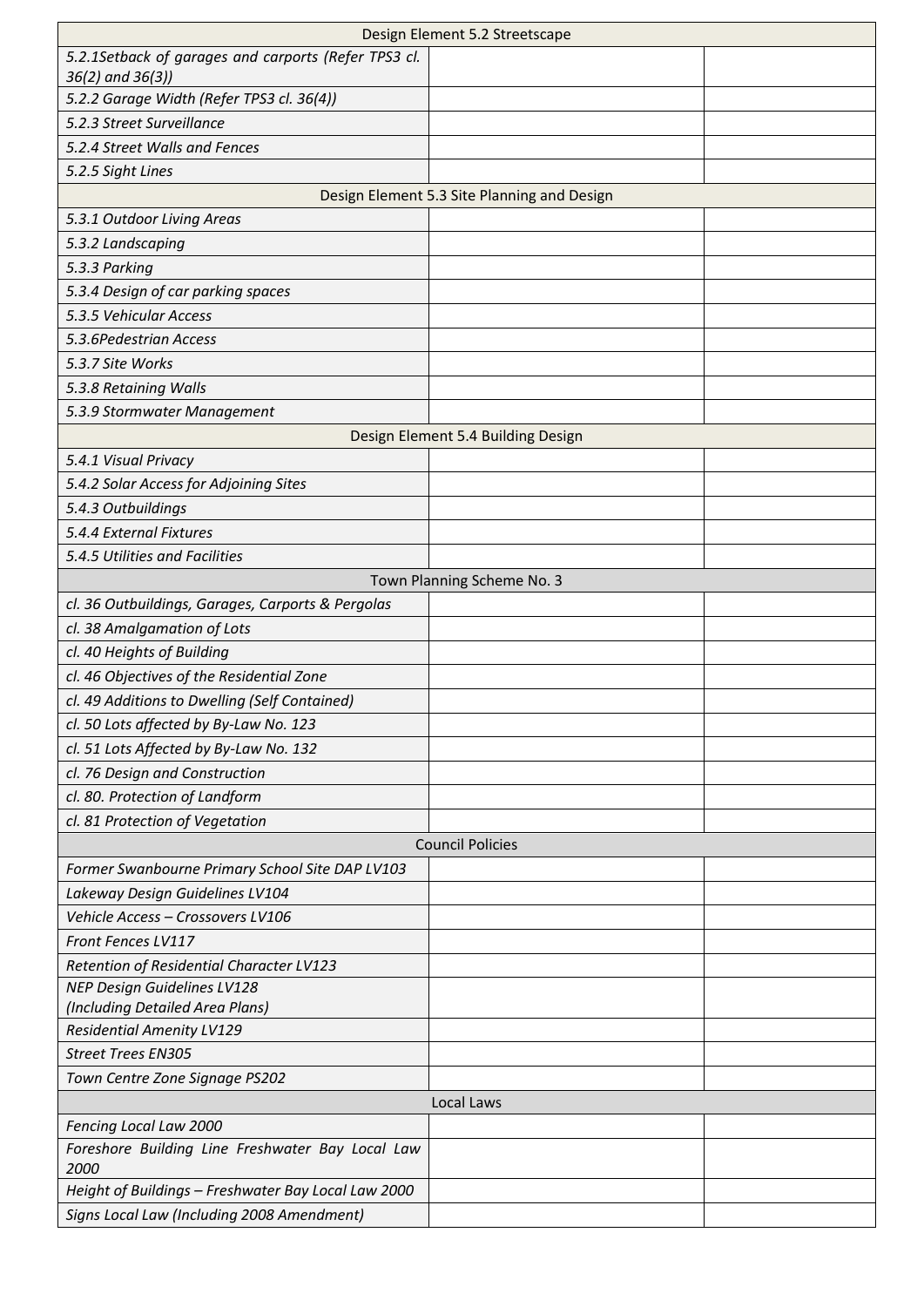| | | |
|---|---|---|
| Design Element 5.2 Streetscape | | |
| *5.2.1Setback of garages and carports (Refer TPS3 cl. 36(2) and 36(3))* | | |
| *5.2.2 Garage Width (Refer TPS3 cl. 36(4))* | | |
| *5.2.3 Street Surveillance* | | |
| *5.2.4 Street Walls and Fences* | | |
| *5.2.5 Sight Lines* | | |
| Design Element 5.3 Site Planning and Design | | |
| *5.3.1 Outdoor Living Areas* | | |
| *5.3.2 Landscaping* | | |
| *5.3.3 Parking* | | |
| *5.3.4 Design of car parking spaces* | | |
| *5.3.5 Vehicular Access* | | |
| *5.3.6Pedestrian Access* | | |
| *5.3.7 Site Works* | | |
| *5.3.8 Retaining Walls* | | |
| *5.3.9 Stormwater Management* | | |
| Design Element 5.4 Building Design | | |
| *5.4.1 Visual Privacy* | | |
| *5.4.2 Solar Access for Adjoining Sites* | | |
| *5.4.3 Outbuildings* | | |
| *5.4.4 External Fixtures* | | |
| *5.4.5 Utilities and Facilities* | | |
| Town Planning Scheme No. 3 | | |
| *cl. 36 Outbuildings, Garages, Carports & Pergolas* | | |
| *cl. 38 Amalgamation of Lots* | | |
| *cl. 40 Heights of Building* | | |
| *cl. 46 Objectives of the Residential Zone* | | |
| *cl. 49 Additions to Dwelling (Self Contained)* | | |
| *cl. 50 Lots affected by By-Law No. 123* | | |
| *cl. 51 Lots Affected by By-Law No. 132* | | |
| *cl. 76 Design and Construction* | | |
| *cl. 80. Protection of Landform* | | |
| *cl. 81 Protection of Vegetation* | | |
| Council Policies | | |
| *Former Swanbourne Primary School Site DAP LV103* | | |
| *Lakeway Design Guidelines LV104* | | |
| *Vehicle Access – Crossovers LV106* | | |
| *Front Fences LV117* | | |
| *Retention of Residential Character LV123* | | |
| *NEP Design Guidelines LV128 (Including Detailed Area Plans)* | | |
| *Residential Amenity LV129* | | |
| *Street Trees EN305* | | |
| *Town Centre Zone Signage PS202* | | |
| Local Laws | | |
| *Fencing Local Law 2000* | | |
| *Foreshore Building Line Freshwater Bay Local Law 2000* | | |
| *Height of Buildings – Freshwater Bay Local Law 2000* | | |
| *Signs Local Law (Including 2008 Amendment)* | | |